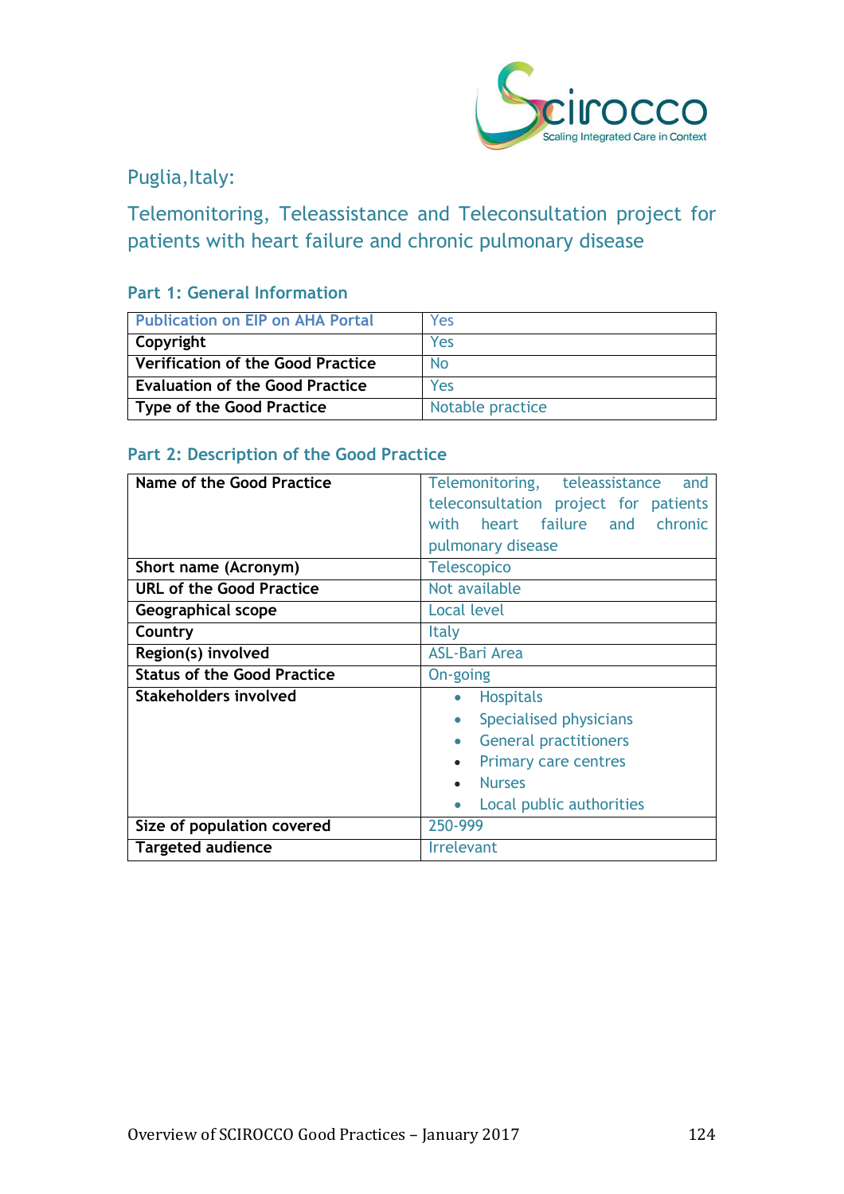## Puglia, Italy:

## Telemonitoring, Teleassistance and Teleconsultation project for patients with heart failure and chronic pulmonary disease

### Part 1: General Information

| | |
|---|---|
| Publication on EIP on AHA Portal | Yes |
| Copyright | Yes |
| Verification of the Good Practice | No |
| Evaluation of the Good Practice | Yes |
| Type of the Good Practice | Notable practice |

### Part 2: Description of the Good Practice

| | |
|---|---|
| **Name of the Good Practice** | Telemonitoring, teleassistance and teleconsultation project for patients with heart failure and chronic pulmonary disease |
| **Short name (Acronym)** | Telescopico |
| **URL of the Good Practice** | Not available |
| **Geographical scope** | Local level |
| **Country** | Italy |
| **Region(s) involved** | ASL-Bari Area |
| **Status of the Good Practice** | On-going |
| **Stakeholders involved** | • Hospitals<br>• Specialised physicians<br>• General practitioners<br>• Primary care centres<br>• Nurses<br>• Local public authorities |
| **Size of population covered** | 250-999 |
| **Targeted audience** | Irrelevant |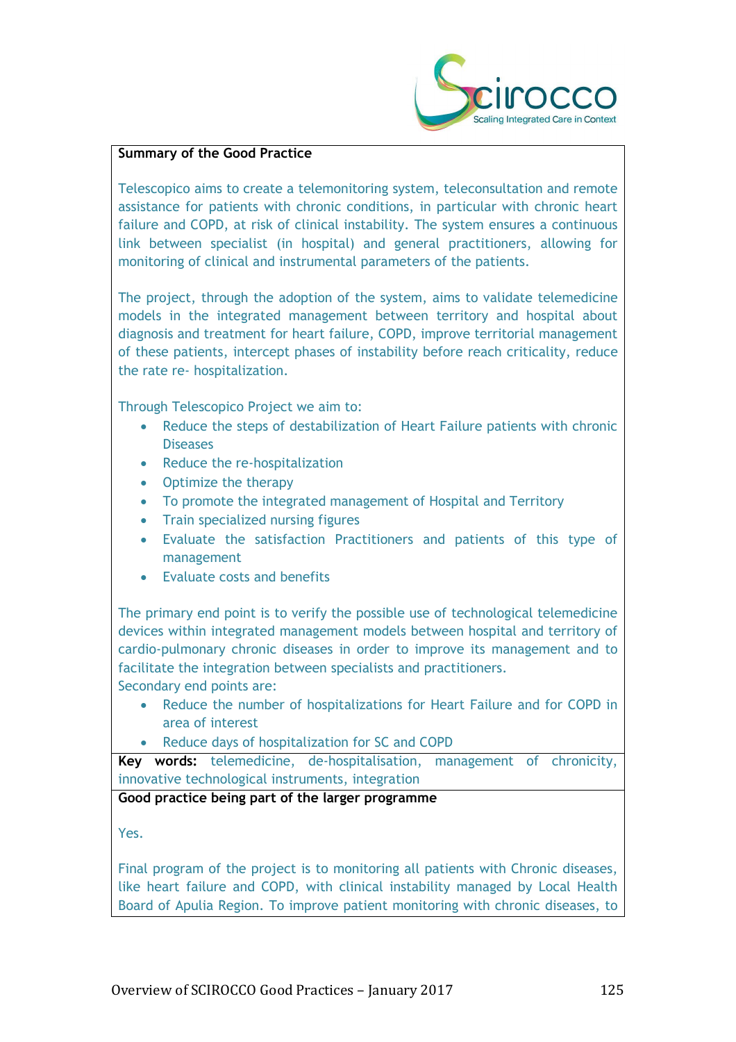**Summary of the Good Practice**

Telescopico aims to create a telemonitoring system, teleconsultation and remote assistance for patients with chronic conditions, in particular with chronic heart failure and COPD, at risk of clinical instability. The system ensures a continuous link between specialist (in hospital) and general practitioners, allowing for monitoring of clinical and instrumental parameters of the patients.

The project, through the adoption of the system, aims to validate telemedicine models in the integrated management between territory and hospital about diagnosis and treatment for heart failure, COPD, improve territorial management of these patients, intercept phases of instability before reach criticality, reduce the rate re- hospitalization.

Through Telescopico Project we aim to:

- Reduce the steps of destabilization of Heart Failure patients with chronic Diseases
- Reduce the re-hospitalization
- Optimize the therapy
- To promote the integrated management of Hospital and Territory
- Train specialized nursing figures
- Evaluate the satisfaction Practitioners and patients of this type of management
- Evaluate costs and benefits

The primary end point is to verify the possible use of technological telemedicine devices within integrated management models between hospital and territory of cardio-pulmonary chronic diseases in order to improve its management and to facilitate the integration between specialists and practitioners.
Secondary end points are:

- Reduce the number of hospitalizations for Heart Failure and for COPD in area of interest
- Reduce days of hospitalization for SC and COPD

**Key words:** telemedicine, de-hospitalisation, management of chronicity, innovative technological instruments, integration

**Good practice being part of the larger programme**

Yes.

Final program of the project is to monitoring all patients with Chronic diseases, like heart failure and COPD, with clinical instability managed by Local Health Board of Apulia Region. To improve patient monitoring with chronic diseases, to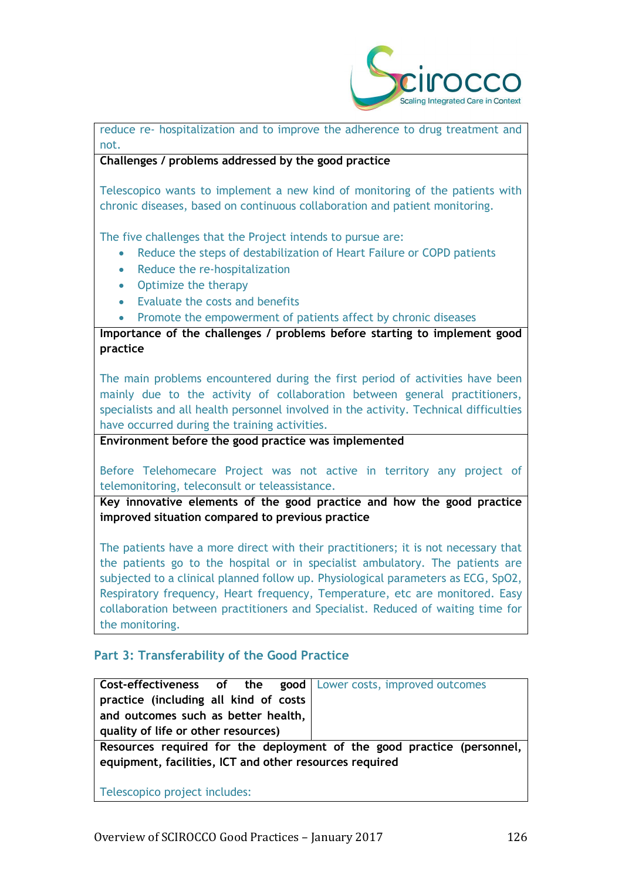reduce re- hospitalization and to improve the adherence to drug treatment and not.

**Challenges / problems addressed by the good practice**

Telescopico wants to implement a new kind of monitoring of the patients with chronic diseases, based on continuous collaboration and patient monitoring.

The five challenges that the Project intends to pursue are:

- Reduce the steps of destabilization of Heart Failure or COPD patients
- Reduce the re-hospitalization
- Optimize the therapy
- Evaluate the costs and benefits
- Promote the empowerment of patients affect by chronic diseases

**Importance of the challenges / problems before starting to implement good practice**

The main problems encountered during the first period of activities have been mainly due to the activity of collaboration between general practitioners, specialists and all health personnel involved in the activity. Technical difficulties have occurred during the training activities.

**Environment before the good practice was implemented**

Before Telehomecare Project was not active in territory any project of telemonitoring, teleconsult or teleassistance.

**Key innovative elements of the good practice and how the good practice improved situation compared to previous practice**

The patients have a more direct with their practitioners; it is not necessary that the patients go to the hospital or in specialist ambulatory. The patients are subjected to a clinical planned follow up. Physiological parameters as ECG, SpO2, Respiratory frequency, Heart frequency, Temperature, etc are monitored. Easy collaboration between practitioners and Specialist. Reduced of waiting time for the monitoring.

## Part 3: Transferability of the Good Practice

| **Cost-effectiveness of the good practice (including all kind of costs and outcomes such as better health, quality of life or other resources)** | Lower costs, improved outcomes |
|---|---|

**Resources required for the deployment of the good practice (personnel, equipment, facilities, ICT and other resources required**

Telescopico project includes: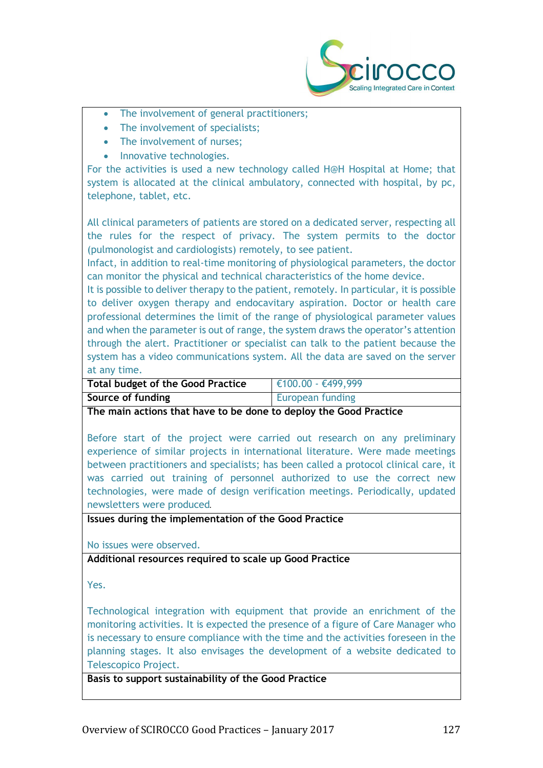- The involvement of general practitioners;
- The involvement of specialists;
- The involvement of nurses;
- Innovative technologies.

For the activities is used a new technology called H@H Hospital at Home; that system is allocated at the clinical ambulatory, connected with hospital, by pc, telephone, tablet, etc.

All clinical parameters of patients are stored on a dedicated server, respecting all the rules for the respect of privacy. The system permits to the doctor (pulmonologist and cardiologists) remotely, to see patient.
Infact, in addition to real-time monitoring of physiological parameters, the doctor can monitor the physical and technical characteristics of the home device.
It is possible to deliver therapy to the patient, remotely. In particular, it is possible to deliver oxygen therapy and endocavitary aspiration. Doctor or health care professional determines the limit of the range of physiological parameter values and when the parameter is out of range, the system draws the operator's attention through the alert. Practitioner or specialist can talk to the patient because the system has a video communications system. All the data are saved on the server at any time.

| **Total budget of the Good Practice** | €100.00 - €499,999 |
|---|---|
| **Source of funding** | European funding |

**The main actions that have to be done to deploy the Good Practice**

Before start of the project were carried out research on any preliminary experience of similar projects in international literature. Were made meetings between practitioners and specialists; has been called a protocol clinical care, it was carried out training of personnel authorized to use the correct new technologies, were made of design verification meetings. Periodically, updated newsletters were produced.

**Issues during the implementation of the Good Practice**

No issues were observed.

**Additional resources required to scale up Good Practice**

Yes.

Technological integration with equipment that provide an enrichment of the monitoring activities. It is expected the presence of a figure of Care Manager who is necessary to ensure compliance with the time and the activities foreseen in the planning stages. It also envisages the development of a website dedicated to Telescopico Project.

**Basis to support sustainability of the Good Practice**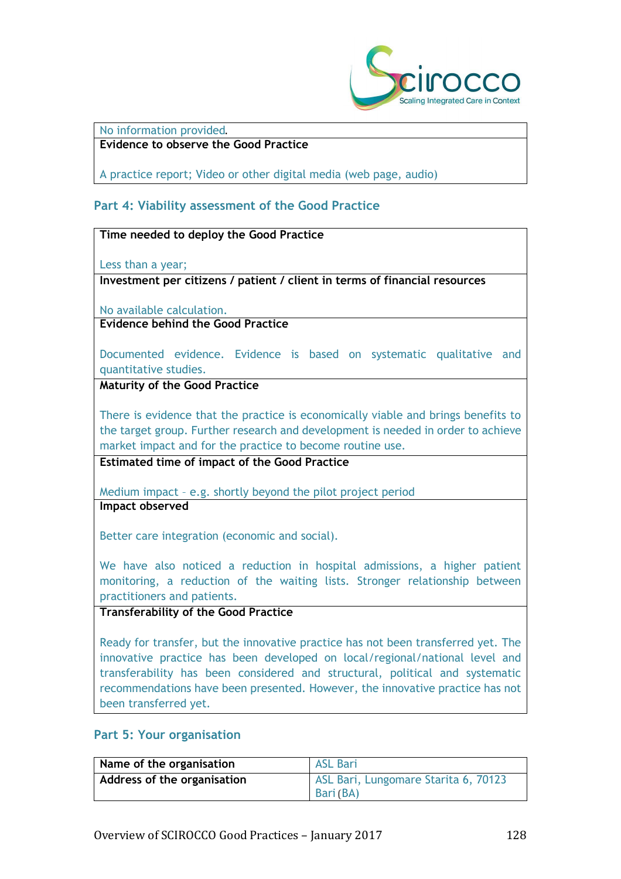| No information provided. |
|---|
| **Evidence to observe the Good Practice**<br><br>A practice report; Video or other digital media (web page, audio) |

## Part 4: Viability assessment of the Good Practice

| **Time needed to deploy the Good Practice**<br><br>Less than a year; |
|---|
| **Investment per citizens / patient / client in terms of financial resources**<br><br>No available calculation. |
| **Evidence behind the Good Practice**<br><br>Documented evidence. Evidence is based on systematic qualitative and quantitative studies. |
| **Maturity of the Good Practice**<br><br>There is evidence that the practice is economically viable and brings benefits to the target group. Further research and development is needed in order to achieve market impact and for the practice to become routine use. |
| **Estimated time of impact of the Good Practice**<br><br>Medium impact – e.g. shortly beyond the pilot project period |
| **Impact observed**<br><br>Better care integration (economic and social).<br><br>We have also noticed a reduction in hospital admissions, a higher patient monitoring, a reduction of the waiting lists. Stronger relationship between practitioners and patients. |
| **Transferability of the Good Practice**<br><br>Ready for transfer, but the innovative practice has not been transferred yet. The innovative practice has been developed on local/regional/national level and transferability has been considered and structural, political and systematic recommendations have been presented. However, the innovative practice has not been transferred yet. |

## Part 5: Your organisation

| **Name of the organisation** | ASL Bari |
|---|---|
| **Address of the organisation** | ASL Bari, Lungomare Starita 6, 70123 Bari (BA) |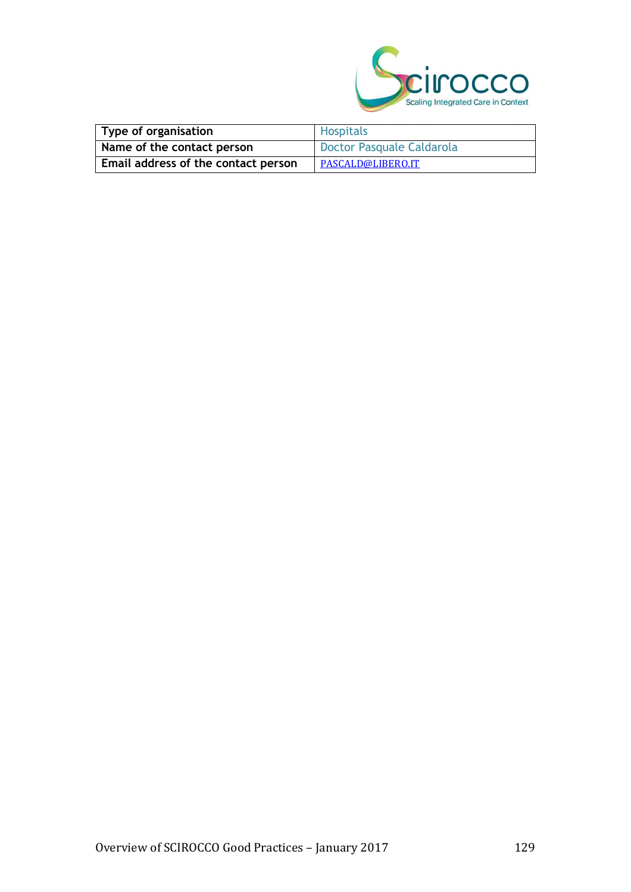| | |
|---|---|
| **Type of organisation** | Hospitals |
| **Name of the contact person** | Doctor Pasquale Caldarola |
| **Email address of the contact person** | PASCALD@LIBERO.IT |